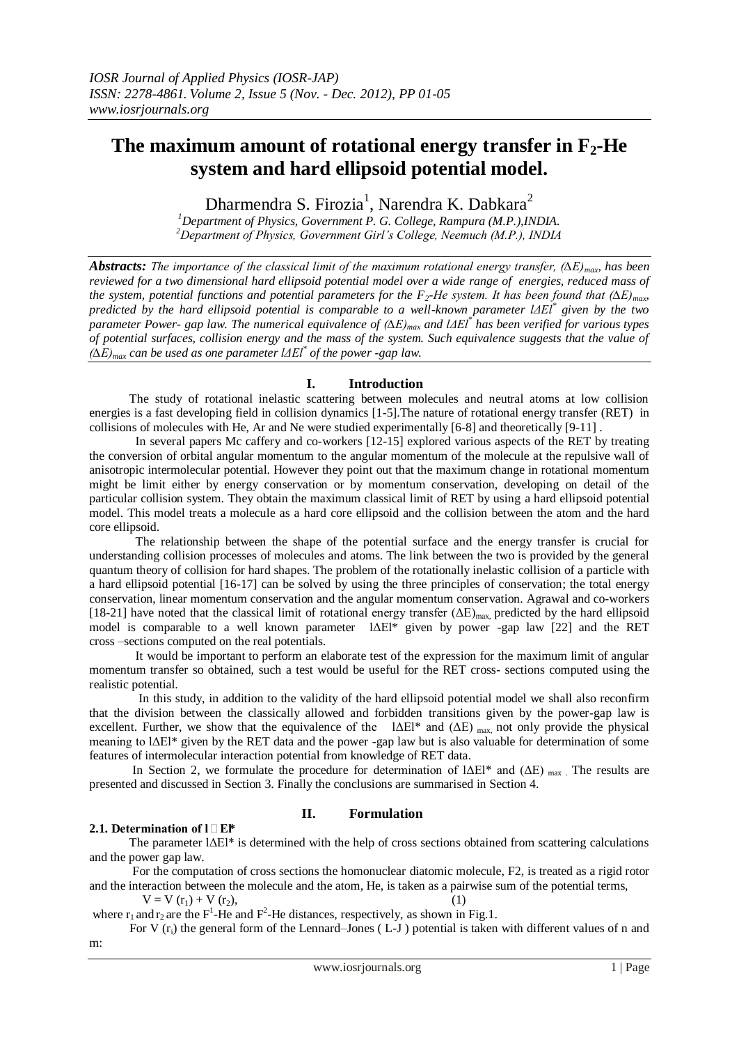# The maximum amount of rotational energy transfer in $F_2$-He system and hard ellipsoid potential model.

Dharmendra S. Firozia[1], Narendra K. Dabkara[2]

[1]Department of Physics, Government P. G. College, Rampura (M.P.),INDIA.
[2]Department of Physics, Government Girl's College, Neemuch (M.P.), INDIA

***Abstracts:*** *The importance of the classical limit of the maximum rotational energy transfer, $(\Delta E)_{max}$, has been reviewed for a two dimensional hard ellipsoid potential model over a wide range of energies, reduced mass of the system, potential functions and potential parameters for the $F_2$-He system. It has been found that $(\Delta E)_{max}$, predicted by the hard ellipsoid potential is comparable to a well-known parameter $l\Delta El^*$ given by the two parameter Power- gap law. The numerical equivalence of $(\Delta E)_{max}$ and $l\Delta El^*$ has been verified for various types of potential surfaces, collision energy and the mass of the system. Such equivalence suggests that the value of $(\Delta E)_{max}$ can be used as one parameter $l\Delta El^*$ of the power -gap law.*

## I. Introduction

The study of rotational inelastic scattering between molecules and neutral atoms at low collision energies is a fast developing field in collision dynamics [1-5].The nature of rotational energy transfer (RET) in collisions of molecules with He, Ar and Ne were studied experimentally [6-8] and theoretically [9-11] .

In several papers Mc caffery and co-workers [12-15] explored various aspects of the RET by treating the conversion of orbital angular momentum to the angular momentum of the molecule at the repulsive wall of anisotropic intermolecular potential. However they point out that the maximum change in rotational momentum might be limit either by energy conservation or by momentum conservation, developing on detail of the particular collision system. They obtain the maximum classical limit of RET by using a hard ellipsoid potential model. This model treats a molecule as a hard core ellipsoid and the collision between the atom and the hard core ellipsoid.

The relationship between the shape of the potential surface and the energy transfer is crucial for understanding collision processes of molecules and atoms. The link between the two is provided by the general quantum theory of collision for hard shapes. The problem of the rotationally inelastic collision of a particle with a hard ellipsoid potential [16-17] can be solved by using the three principles of conservation; the total energy conservation, linear momentum conservation and the angular momentum conservation. Agrawal and co-workers [18-21] have noted that the classical limit of rotational energy transfer $(\Delta E)_{max,}$ predicted by the hard ellipsoid model is comparable to a well known parameter $l\Delta El^*$ given by power -gap law [22] and the RET cross –sections computed on the real potentials.

It would be important to perform an elaborate test of the expression for the maximum limit of angular momentum transfer so obtained, such a test would be useful for the RET cross- sections computed using the realistic potential.

In this study, in addition to the validity of the hard ellipsoid potential model we shall also reconfirm that the division between the classically allowed and forbidden transitions given by the power-gap law is excellent. Further, we show that the equivalence of the $l\Delta El^*$ and $(\Delta E)_{max,}$ not only provide the physical meaning to $l\Delta El^*$ given by the RET data and the power -gap law but is also valuable for determination of some features of intermolecular interaction potential from knowledge of RET data.

In Section 2, we formulate the procedure for determination of $l\Delta El^*$ and $(\Delta E)_{max}$ . The results are presented and discussed in Section 3. Finally the conclusions are summarised in Section 4.

## II. Formulation

### 2.1. Determination of $l\Delta El^*$

The parameter $l\Delta El^*$ is determined with the help of cross sections obtained from scattering calculations and the power gap law.

For the computation of cross sections the homonuclear diatomic molecule, $F_2$, is treated as a rigid rotor and the interaction between the molecule and the atom, He, is taken as a pairwise sum of the potential terms,

$$V = V(r_1) + V(r_2), \qquad (1)$$

where $r_1$ and $r_2$ are the $F^1$-He and $F^2$-He distances, respectively, as shown in Fig.1.

For $V(r_i)$ the general form of the Lennard–Jones ( L-J ) potential is taken with different values of n and m: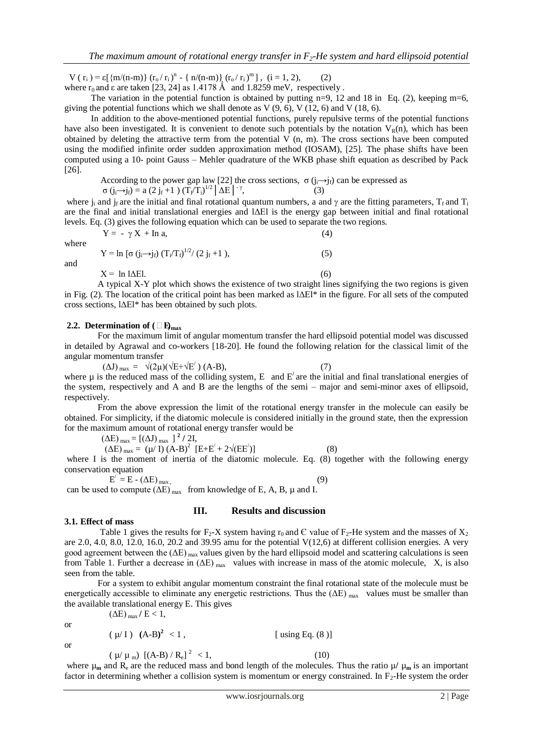$$V(r_i) = \varepsilon[\{m/(n-m)\}(r_o/r_i)^n - \{n/(n-m)\}(r_o/r_i)^m], \quad (i = 1, 2), \qquad (2)$$

where $r_0$ and $\varepsilon$ are taken [23, 24] as 1.4178 Å and 1.8259 meV, respectively .

The variation in the potential function is obtained by putting n=9, 12 and 18 in Eq. (2), keeping m=6, giving the potential functions which we shall denote as V (9, 6), V (12, 6) and V (18, 6).

In addition to the above-mentioned potential functions, purely repulsive terms of the potential functions have also been investigated. It is convenient to denote such potentials by the notation $V_R(n)$, which has been obtained by deleting the attractive term from the potential V (n, m). The cross sections have been computed using the modified infinite order sudden approximation method (IOSAM), [25]. The phase shifts have been computed using a 10- point Gauss – Mehler quadrature of the WKB phase shift equation as described by Pack [26].

According to the power gap law [22] the cross sections, $\sigma(j_i \rightarrow j_f)$ can be expressed as

$$\sigma(j_i \rightarrow j_f) = a\,(2 j_f + 1)\,(T_f/T_i)^{1/2}\,|\Delta E|^{-\gamma}, \qquad (3)$$

where $j_i$ and $j_f$ are the initial and final rotational quantum numbers, a and $\gamma$ are the fitting parameters, $T_f$ and $T_i$ are the final and initial translational energies and $|\Delta E|$ is the energy gap between initial and final rotational levels. Eq. (3) gives the following equation which can be used to separate the two regions.

$$Y = -\gamma X + \ln a, \qquad (4)$$

where

$$Y = \ln[\sigma(j_i \rightarrow j_f)\,(T_i/T_f)^{1/2}/(2 j_f + 1)], \qquad (5)$$

and

$$X = \ln|\Delta E|. \qquad (6)$$

A typical X-Y plot which shows the existence of two straight lines signifying the two regions is given in Fig. (2). The location of the critical point has been marked as $|\Delta E|^*$ in the figure. For all sets of the computed cross sections, $|\Delta E|^*$ has been obtained by such plots.

### 2.2. Determination of $(\Delta E)_{max}$

For the maximum limit of angular momentum transfer the hard ellipsoid potential model was discussed in detailed by Agrawal and co-workers [18-20]. He found the following relation for the classical limit of the angular momentum transfer

$$(\Delta J)_{max} = \sqrt{(2\mu)}(\sqrt{E}+\sqrt{E'})\,(A-B), \qquad (7)$$

where $\mu$ is the reduced mass of the colliding system, E and $E'$ are the initial and final translational energies of the system, respectively and A and B are the lengths of the semi – major and semi-minor axes of ellipsoid, respectively.

From the above expression the limit of the rotational energy transfer in the molecule can easily be obtained. For simplicity, if the diatomic molecule is considered initially in the ground state, then the expression for the maximum amount of rotational energy transfer would be

$$(\Delta E)_{max} = [(\Delta J)_{max}]^2 / 2I,$$

$$(\Delta E)_{max} = (\mu/I)\,(A-B)^2\,[E+E' + 2\sqrt{(EE')}] \qquad (8)$$

where I is the moment of inertia of the diatomic molecule. Eq. (8) together with the following energy conservation equation

$$E' = E - (\Delta E)_{max}, \qquad (9)$$

can be used to compute $(\Delta E)_{max}$ from knowledge of E, A, B, $\mu$ and I.

## III. Results and discussion

### 3.1. Effect of mass

Table 1 gives the results for $F_2$-X system having $r_0$ and Є value of $F_2$-He system and the masses of $X_2$ are 2.0, 4.0, 8.0, 12.0, 16.0, 20.2 and 39.95 amu for the potential V(12,6) at different collision energies. A very good agreement between the $(\Delta E)_{max}$ values given by the hard ellipsoid model and scattering calculations is seen from Table 1. Further a decrease in $(\Delta E)_{max}$ values with increase in mass of the atomic molecule, X, is also seen from the table.

For a system to exhibit angular momentum constraint the final rotational state of the molecule must be energetically accessible to eliminate any energetic restrictions. Thus the $(\Delta E)_{max}$ values must be smaller than the available translational energy E. This gives

$$(\Delta E)_{max} / E < 1,$$

or

$$(\mu/I)\,(A-B)^2 < 1, \qquad [\text{ using Eq. (8) }]$$

or

$$(\mu/\mu_m)\,[(A-B)/R_e]^2 < 1, \qquad (10)$$

where $\mu_m$ and $R_e$ are the reduced mass and bond length of the molecules. Thus the ratio $\mu/\mu_m$ is an important factor in determining whether a collision system is momentum or energy constrained. In $F_2$-He system the order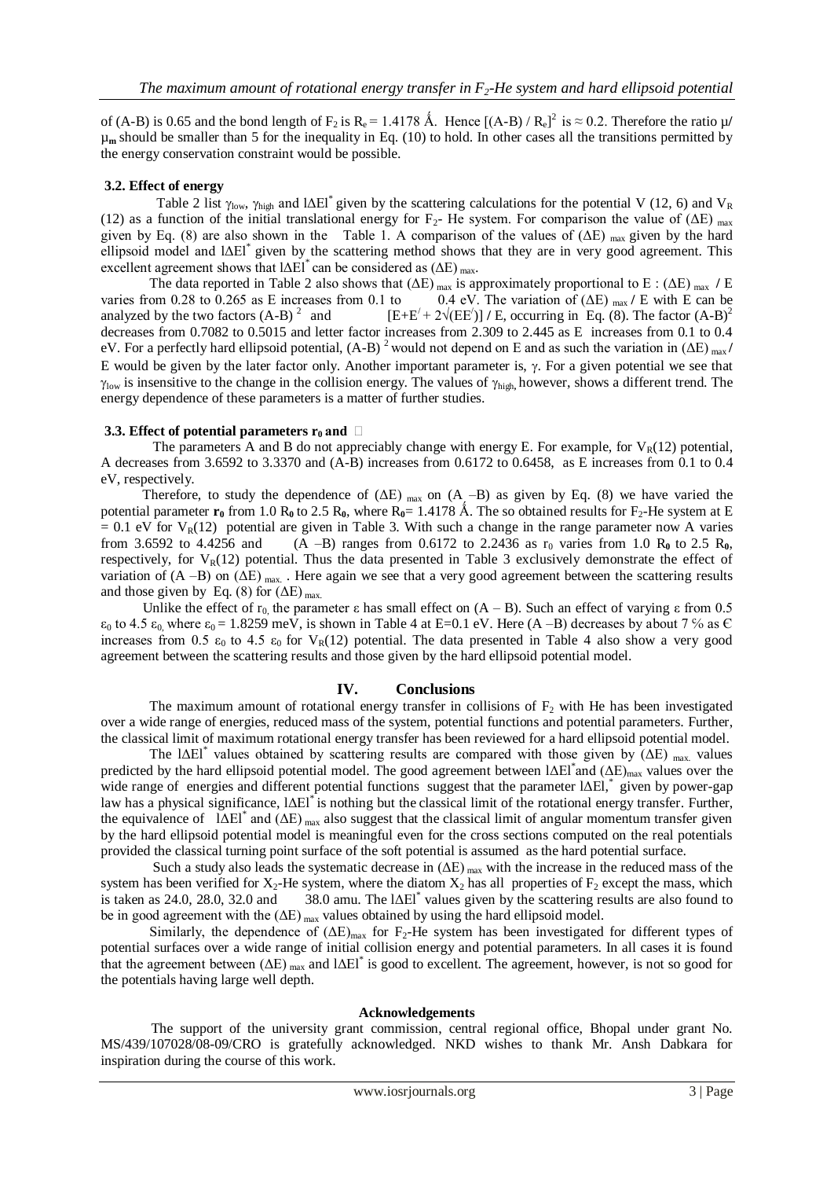of (A-B) is 0.65 and the bond length of $F_2$ is $R_e = 1.4178$ Å. Hence $[(A\text{-}B) / R_e]^2$ is $\approx 0.2$. Therefore the ratio $\mu/\mu_m$ should be smaller than 5 for the inequality in Eq. (10) to hold. In other cases all the transitions permitted by the energy conservation constraint would be possible.

### 3.2. Effect of energy

Table 2 list $\gamma_{low}$, $\gamma_{high}$ and $|\Delta E|^*$ given by the scattering calculations for the potential V (12, 6) and $V_R$ (12) as a function of the initial translational energy for $F_2$- He system. For comparison the value of $(\Delta E)_{max}$ given by Eq. (8) are also shown in the Table 1. A comparison of the values of $(\Delta E)_{max}$ given by the hard ellipsoid model and $|\Delta E|^*$ given by the scattering method shows that they are in very good agreement. This excellent agreement shows that $|\Delta E|^*$ can be considered as $(\Delta E)_{max}$.

The data reported in Table 2 also shows that $(\Delta E)_{max}$ is approximately proportional to E : $(\Delta E)_{max}$ / E varies from 0.28 to 0.265 as E increases from 0.1 to 0.4 eV. The variation of $(\Delta E)_{max}$ / E with E can be analyzed by the two factors $(A\text{-}B)^2$ and $[E+E' + 2\sqrt{(EE')}]$ / E, occurring in Eq. (8). The factor $(A\text{-}B)^2$ decreases from 0.7082 to 0.5015 and letter factor increases from 2.309 to 2.445 as E increases from 0.1 to 0.4 eV. For a perfectly hard ellipsoid potential, $(A\text{-}B)^2$ would not depend on E and as such the variation in $(\Delta E)_{max}$ / E would be given by the later factor only. Another important parameter is, $\gamma$. For a given potential we see that $\gamma_{low}$ is insensitive to the change in the collision energy. The values of $\gamma_{high}$, however, shows a different trend. The energy dependence of these parameters is a matter of further studies.

### 3.3. Effect of potential parameters $r_0$ and $\varepsilon$

The parameters A and B do not appreciably change with energy E. For example, for $V_R(12)$ potential, A decreases from 3.6592 to 3.3370 and (A-B) increases from 0.6172 to 0.6458, as E increases from 0.1 to 0.4 eV, respectively.

Therefore, to study the dependence of $(\Delta E)_{max}$ on (A –B) as given by Eq. (8) we have varied the potential parameter $\mathbf{r_0}$ from 1.0 $\mathbf{R_0}$ to 2.5 $\mathbf{R_0}$, where $\mathbf{R_0}$= 1.4178 Å. The so obtained results for $F_2$-He system at E = 0.1 eV for $V_R(12)$ potential are given in Table 3. With such a change in the range parameter now A varies from 3.6592 to 4.4256 and (A –B) ranges from 0.6172 to 2.2436 as $r_0$ varies from 1.0 $\mathbf{R_0}$ to 2.5 $\mathbf{R_0}$, respectively, for $V_R(12)$ potential. Thus the data presented in Table 3 exclusively demonstrate the effect of variation of (A –B) on $(\Delta E)_{max}$. Here again we see that a very good agreement between the scattering results and those given by Eq. (8) for $(\Delta E)_{max}$.

Unlike the effect of $r_0$, the parameter $\varepsilon$ has small effect on (A – B). Such an effect of varying $\varepsilon$ from 0.5 $\varepsilon_0$ to 4.5 $\varepsilon_0$, where $\varepsilon_0$ = 1.8259 meV, is shown in Table 4 at E=0.1 eV. Here (A –B) decreases by about 7 % as $\varepsilon$ increases from 0.5 $\varepsilon_0$ to 4.5 $\varepsilon_0$ for $V_R(12)$ potential. The data presented in Table 4 also show a very good agreement between the scattering results and those given by the hard ellipsoid potential model.

## IV. Conclusions

The maximum amount of rotational energy transfer in collisions of $F_2$ with He has been investigated over a wide range of energies, reduced mass of the system, potential functions and potential parameters. Further, the classical limit of maximum rotational energy transfer has been reviewed for a hard ellipsoid potential model.

The $|\Delta E|^*$ values obtained by scattering results are compared with those given by $(\Delta E)_{max}$ values predicted by the hard ellipsoid potential model. The good agreement between $|\Delta E|^*$and $(\Delta E)_{max}$ values over the wide range of energies and different potential functions suggest that the parameter $|\Delta E|^*$, given by power-gap law has a physical significance, $|\Delta E|^*$ is nothing but the classical limit of the rotational energy transfer. Further, the equivalence of $|\Delta E|^*$ and $(\Delta E)_{max}$ also suggest that the classical limit of angular momentum transfer given by the hard ellipsoid potential model is meaningful even for the cross sections computed on the real potentials provided the classical turning point surface of the soft potential is assumed as the hard potential surface.

Such a study also leads the systematic decrease in $(\Delta E)_{max}$ with the increase in the reduced mass of the system has been verified for $X_2$-He system, where the diatom $X_2$ has all properties of $F_2$ except the mass, which is taken as 24.0, 28.0, 32.0 and 38.0 amu. The $|\Delta E|^*$ values given by the scattering results are also found to be in good agreement with the $(\Delta E)_{max}$ values obtained by using the hard ellipsoid model.

Similarly, the dependence of $(\Delta E)_{max}$ for $F_2$-He system has been investigated for different types of potential surfaces over a wide range of initial collision energy and potential parameters. In all cases it is found that the agreement between $(\Delta E)_{max}$ and $|\Delta E|^*$ is good to excellent. The agreement, however, is not so good for the potentials having large well depth.

### Acknowledgements

The support of the university grant commission, central regional office, Bhopal under grant No. MS/439/107028/08-09/CRO is gratefully acknowledged. NKD wishes to thank Mr. Ansh Dabkara for inspiration during the course of this work.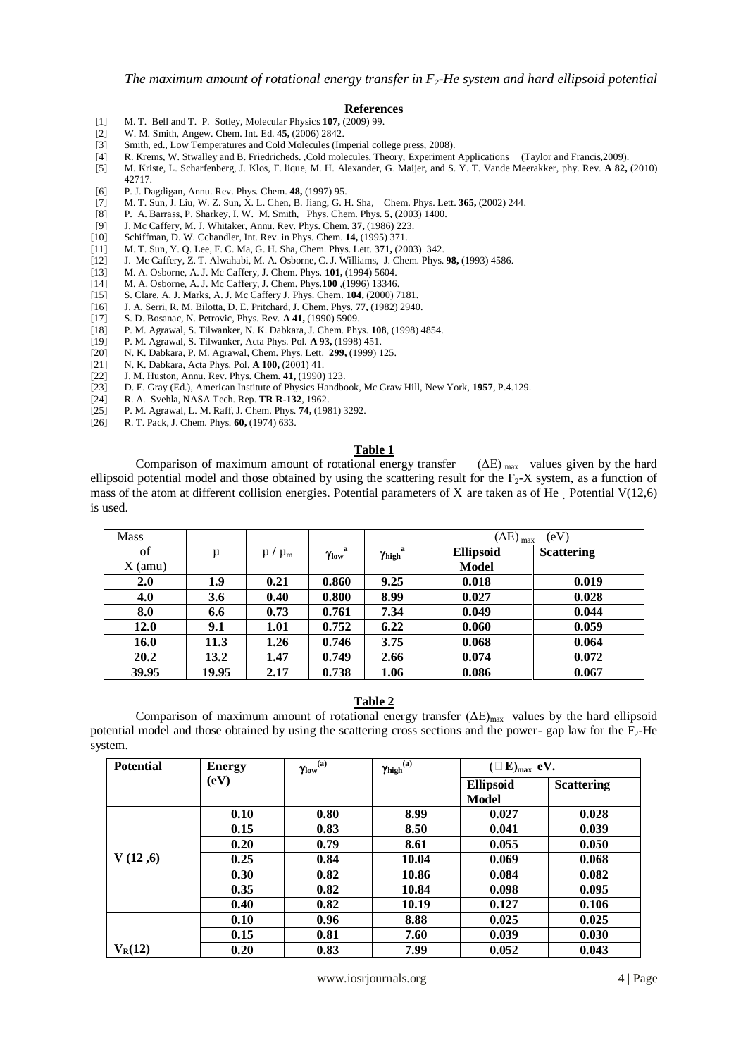## References

[1] M. T. Bell and T. P. Sotley, Molecular Physics **107,** (2009) 99.
[2] W. M. Smith, Angew. Chem. Int. Ed. **45,** (2006) 2842.
[3] Smith, ed., Low Temperatures and Cold Molecules (Imperial college press, 2008).
[4] R. Krems, W. Stwalley and B. Friedricheds. ,Cold molecules, Theory, Experiment Applications (Taylor and Francis,2009).
[5] M. Kriste, L. Scharfenberg, J. Klos, F. lique, M. H. Alexander, G. Maijer, and S. Y. T. Vande Meerakker, phy. Rev. **A 82,** (2010) 42717.
[6] P. J. Dagdigan, Annu. Rev. Phys. Chem. **48,** (1997) 95.
[7] M. T. Sun, J. Liu, W. Z. Sun, X. L. Chen, B. Jiang, G. H. Sha, Chem. Phys. Lett. **365,** (2002) 244.
[8] P. A. Barrass, P. Sharkey, I. W. M. Smith, Phys. Chem. Phys. **5,** (2003) 1400.
[9] J. Mc Caffery, M. J. Whitaker, Annu. Rev. Phys. Chem. **37,** (1986) 223.
[10] Schiffman, D. W. Cchandler, Int. Rev. in Phys. Chem. **14,** (1995) 371.
[11] M. T. Sun, Y. Q. Lee, F. C. Ma, G. H. Sha, Chem. Phys. Lett. **371,** (2003) 342.
[12] J. Mc Caffery, Z. T. Alwahabi, M. A. Osborne, C. J. Williams, J. Chem. Phys. **98,** (1993) 4586.
[13] M. A. Osborne, A. J. Mc Caffery, J. Chem. Phys. **101,** (1994) 5604.
[14] M. A. Osborne, A. J. Mc Caffery, J. Chem. Phys.**100** ,(1996) 13346.
[15] S. Clare, A. J. Marks, A. J. Mc Caffery J. Phys. Chem. **104,** (2000) 7181.
[16] J. A. Serri, R. M. Bilotta, D. E. Pritchard, J. Chem. Phys. **77,** (1982) 2940.
[17] S. D. Bosanac, N. Petrovic, Phys. Rev. **A 41,** (1990) 5909.
[18] P. M. Agrawal, S. Tilwanker, N. K. Dabkara, J. Chem. Phys. **108**, (1998) 4854.
[19] P. M. Agrawal, S. Tilwanker, Acta Phys. Pol. **A 93,** (1998) 451.
[20] N. K. Dabkara, P. M. Agrawal, Chem. Phys. Lett. **299,** (1999) 125.
[21] N. K. Dabkara, Acta Phys. Pol. **A 100,** (2001) 41.
[22] J. M. Huston, Annu. Rev. Phys. Chem. **41,** (1990) 123.
[23] D. E. Gray (Ed.), American Institute of Physics Handbook, Mc Graw Hill, New York, **1957**, P.4.129.
[24] R. A. Svehla, NASA Tech. Rep. **TR R-132**, 1962.
[25] P. M. Agrawal, L. M. Raff, J. Chem. Phys. **74,** (1981) 3292.
[26] R. T. Pack, J. Chem. Phys. **60,** (1974) 633.

**Table 1**

Comparison of maximum amount of rotational energy transfer $(\Delta E)_{max}$ values given by the hard ellipsoid potential model and those obtained by using the scattering result for the $F_2$-X system, as a function of mass of the atom at different collision energies. Potential parameters of X are taken as of He . Potential V(12,6) is used.

| Mass of X (amu) | $\mu$ | $\mu / \mu_m$ | $\gamma_{low}$ [a] | $\gamma_{high}$ [a] | $(\Delta E)_{max}$ (eV) | |
|---|---|---|---|---|---|---|
| | | | | | **Ellipsoid Model** | **Scattering** |
| **2.0** | **1.9** | **0.21** | **0.860** | **9.25** | **0.018** | **0.019** |
| **4.0** | **3.6** | **0.40** | **0.800** | **8.99** | **0.027** | **0.028** |
| **8.0** | **6.6** | **0.73** | **0.761** | **7.34** | **0.049** | **0.044** |
| **12.0** | **9.1** | **1.01** | **0.752** | **6.22** | **0.060** | **0.059** |
| **16.0** | **11.3** | **1.26** | **0.746** | **3.75** | **0.068** | **0.064** |
| **20.2** | **13.2** | **1.47** | **0.749** | **2.66** | **0.074** | **0.072** |
| **39.95** | **19.95** | **2.17** | **0.738** | **1.06** | **0.086** | **0.067** |

**Table 2**

Comparison of maximum amount of rotational energy transfer $(\Delta E)_{max}$ values by the hard ellipsoid potential model and those obtained by using the scattering cross sections and the power- gap law for the $F_2$-He system.

| **Potential** | **Energy (eV)** | $\gamma_{low}$ [(a)] | $\gamma_{high}$ [(a)] | $(\Delta E)_{max}$ **eV.** | |
|---|---|---|---|---|---|
| | | | | **Ellipsoid Model** | **Scattering** |
| **V (12 ,6)** | **0.10** | **0.80** | **8.99** | **0.027** | **0.028** |
| | **0.15** | **0.83** | **8.50** | **0.041** | **0.039** |
| | **0.20** | **0.79** | **8.61** | **0.055** | **0.050** |
| | **0.25** | **0.84** | **10.04** | **0.069** | **0.068** |
| | **0.30** | **0.82** | **10.86** | **0.084** | **0.082** |
| | **0.35** | **0.82** | **10.84** | **0.098** | **0.095** |
| | **0.40** | **0.82** | **10.19** | **0.127** | **0.106** |
| $V_R(12)$ | **0.10** | **0.96** | **8.88** | **0.025** | **0.025** |
| | **0.15** | **0.81** | **7.60** | **0.039** | **0.030** |
| | **0.20** | **0.83** | **7.99** | **0.052** | **0.043** |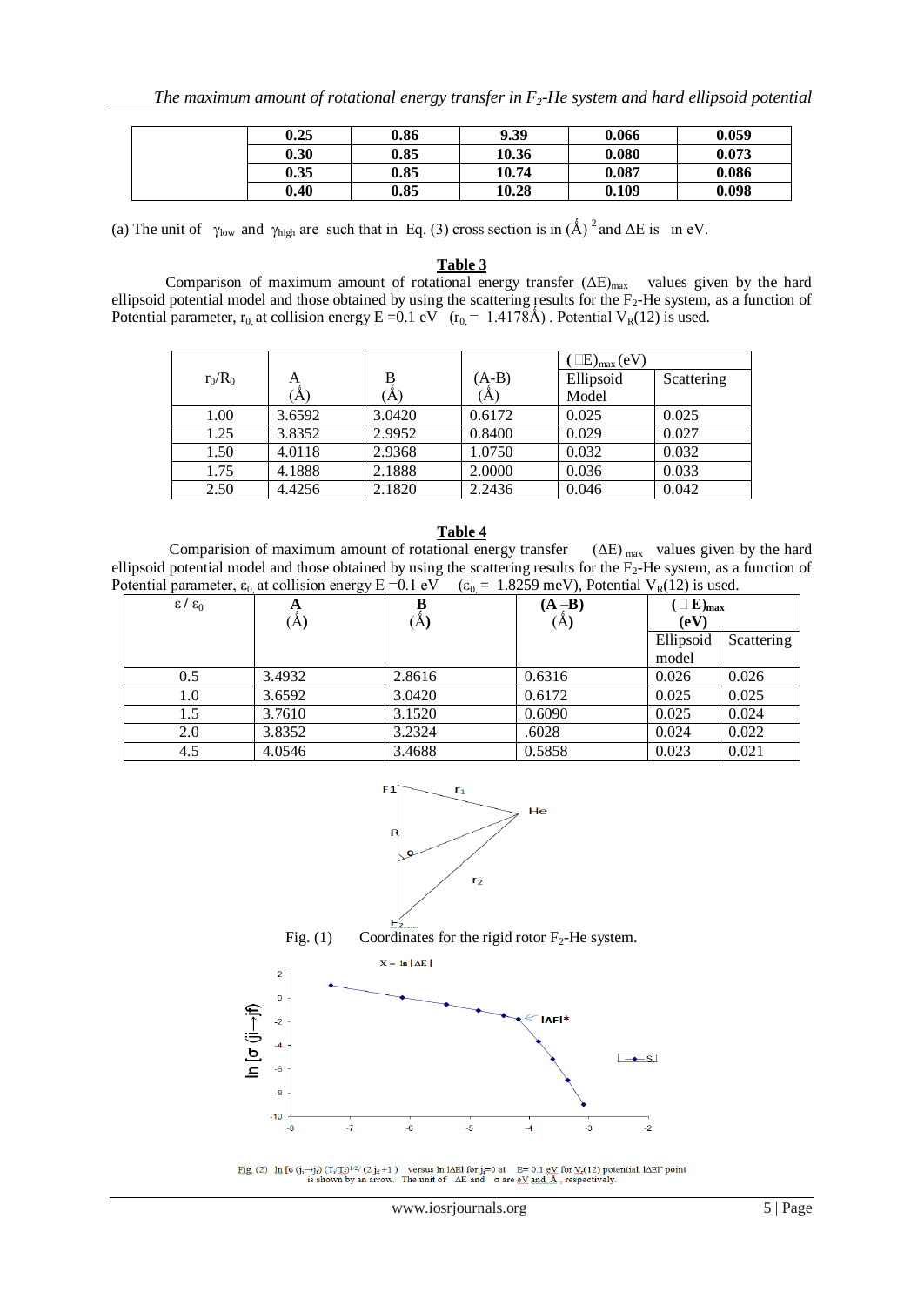| | | | | |
|---|---|---|---|---|
| 0.25 | 0.86 | 9.39 | 0.066 | 0.059 |
| 0.30 | 0.85 | 10.36 | 0.080 | 0.073 |
| 0.35 | 0.85 | 10.74 | 0.087 | 0.086 |
| 0.40 | 0.85 | 10.28 | 0.109 | 0.098 |

(a) The unit of $\gamma_{low}$ and $\gamma_{high}$ are such that in Eq. (3) cross section is in $(Å)^2$ and $\Delta E$ is in eV.

**Table 3**

Comparison of maximum amount of rotational energy transfer $(\Delta E)_{max}$ values given by the hard ellipsoid potential model and those obtained by using the scattering results for the $F_2$-He system, as a function of Potential parameter, $r_0$ at collision energy E =0.1 eV ($r_0$ = 1.4178Å) . Potential $V_R(12)$ is used.

| $r_0/R_0$ | A (Å) | B (Å) | (A-B) (Å) | $(\Delta E)_{max}$ (eV) | |
|---|---|---|---|---|---|
| | | | | Ellipsoid Model | Scattering |
| 1.00 | 3.6592 | 3.0420 | 0.6172 | 0.025 | 0.025 |
| 1.25 | 3.8352 | 2.9952 | 0.8400 | 0.029 | 0.027 |
| 1.50 | 4.0118 | 2.9368 | 1.0750 | 0.032 | 0.032 |
| 1.75 | 4.1888 | 2.1888 | 2.0000 | 0.036 | 0.033 |
| 2.50 | 4.4256 | 2.1820 | 2.2436 | 0.046 | 0.042 |

**Table 4**

Comparision of maximum amount of rotational energy transfer $(\Delta E)_{max}$ values given by the hard ellipsoid potential model and those obtained by using the scattering results for the $F_2$-He system, as a function of Potential parameter, $\varepsilon_0$ at collision energy E =0.1 eV ($\varepsilon_0$ = 1.8259 meV), Potential $V_R(12)$ is used.

| $\varepsilon / \varepsilon_0$ | **A (Å)** | **B (Å)** | **(A –B) (Å)** | $(\Delta E)_{max}$ **(eV)** | |
|---|---|---|---|---|---|
| | | | | Ellipsoid model | Scattering |
| 0.5 | 3.4932 | 2.8616 | 0.6316 | 0.026 | 0.026 |
| 1.0 | 3.6592 | 3.0420 | 0.6172 | 0.025 | 0.025 |
| 1.5 | 3.7610 | 3.1520 | 0.6090 | 0.025 | 0.024 |
| 2.0 | 3.8352 | 3.2324 | .6028 | 0.024 | 0.022 |
| 4.5 | 4.0546 | 3.4688 | 0.5858 | 0.023 | 0.021 |

F1
r1
He
R
θ
r2
F2

Fig. (1) Coordinates for the rigid rotor $F_2$-He system.

X = ln |ΔE|
ln [σ (ji→jf)]
|ΔE|*
S
2
0
-2
-4
-6
-8
-10
-8
-7
-6
-5
-4
-3
-2

Fig. (2) ln $[\sigma (j_i \rightarrow j_f) (T_i/T_f)^{1/2} / (2 j_f + 1)]$ versus ln |ΔE| for $j_i$=0 at E= 0.1 eV for $V_R(12)$ potential. |ΔE|* point is shown by an arrow. The unit of ΔE and σ are eV and Å, respectively.